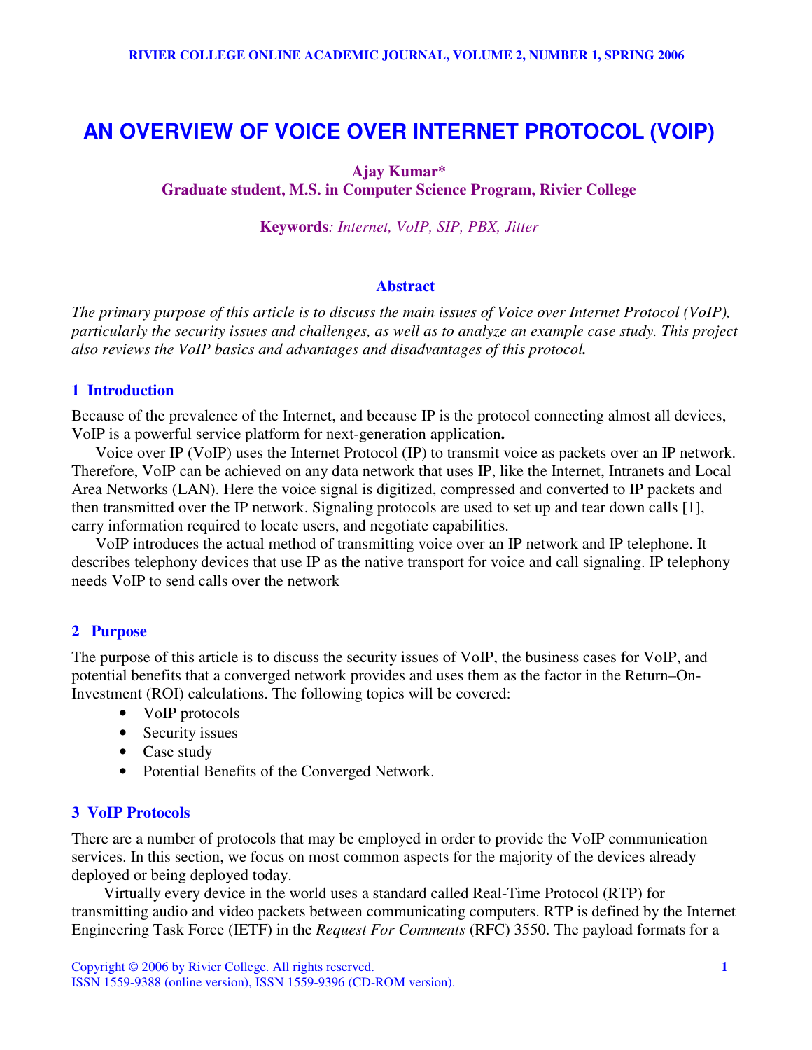# AN OVERVIEW OF VOICE OVER INTERNET PROTOCOL (VOIP)

**Ajay Kumar***
**Graduate student, M.S. in Computer Science Program, Rivier College**

**Keywords**: *Internet, VoIP, SIP, PBX, Jitter*

## Abstract

*The primary purpose of this article is to discuss the main issues of Voice over Internet Protocol (VoIP), particularly the security issues and challenges, as well as to analyze an example case study. This project also reviews the VoIP basics and advantages and disadvantages of this protocol.*

## 1 Introduction

Because of the prevalence of the Internet, and because IP is the protocol connecting almost all devices, VoIP is a powerful service platform for next-generation application**.**

Voice over IP (VoIP) uses the Internet Protocol (IP) to transmit voice as packets over an IP network. Therefore, VoIP can be achieved on any data network that uses IP, like the Internet, Intranets and Local Area Networks (LAN). Here the voice signal is digitized, compressed and converted to IP packets and then transmitted over the IP network. Signaling protocols are used to set up and tear down calls [1], carry information required to locate users, and negotiate capabilities.

VoIP introduces the actual method of transmitting voice over an IP network and IP telephone. It describes telephony devices that use IP as the native transport for voice and call signaling. IP telephony needs VoIP to send calls over the network

## 2 Purpose

The purpose of this article is to discuss the security issues of VoIP, the business cases for VoIP, and potential benefits that a converged network provides and uses them as the factor in the Return–On-Investment (ROI) calculations. The following topics will be covered:

- VoIP protocols
- Security issues
- Case study
- Potential Benefits of the Converged Network.

## 3 VoIP Protocols

There are a number of protocols that may be employed in order to provide the VoIP communication services. In this section, we focus on most common aspects for the majority of the devices already deployed or being deployed today.

Virtually every device in the world uses a standard called Real-Time Protocol (RTP) for transmitting audio and video packets between communicating computers. RTP is defined by the Internet Engineering Task Force (IETF) in the *Request For Comments* (RFC) 3550. The payload formats for a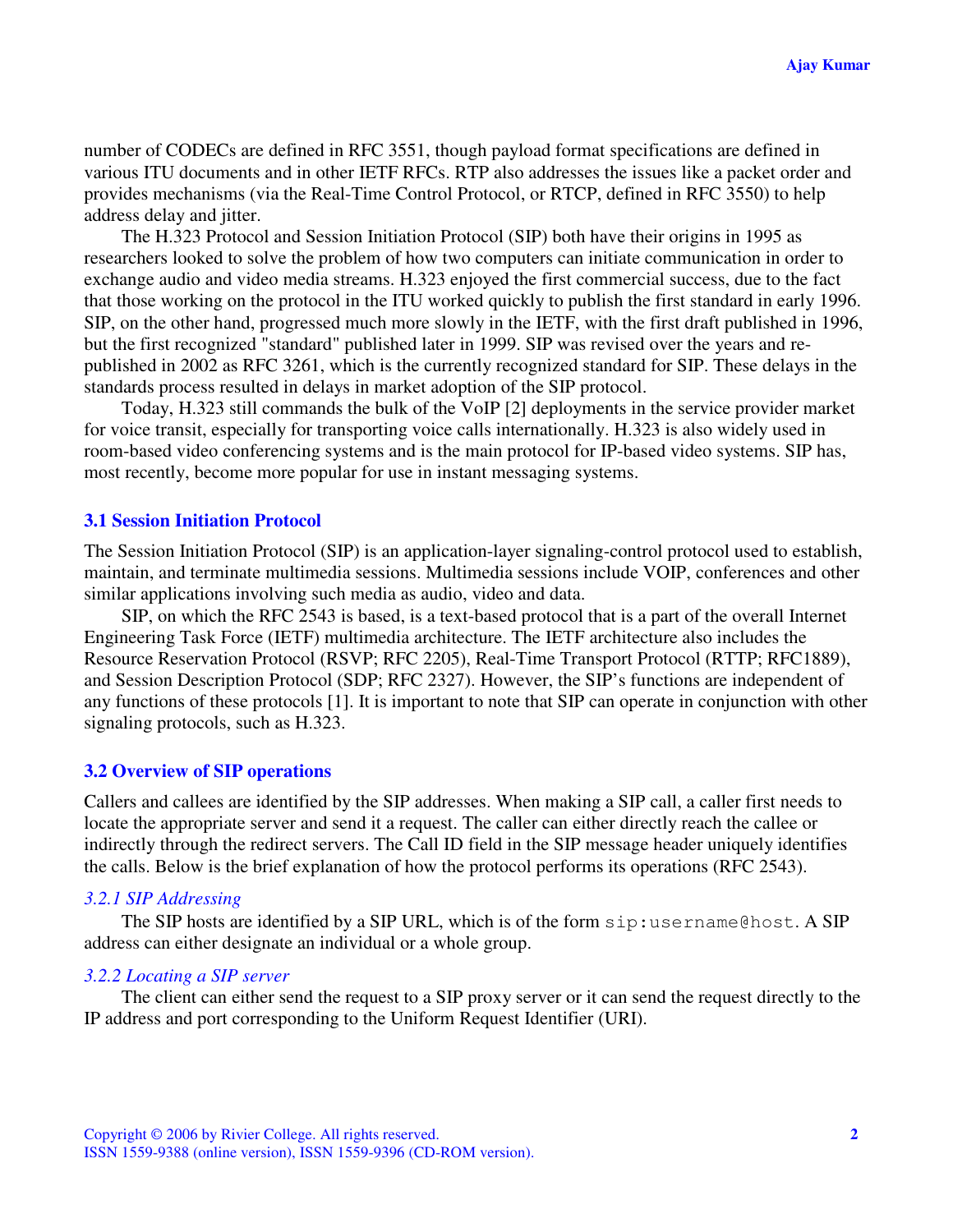number of CODECs are defined in RFC 3551, though payload format specifications are defined in various ITU documents and in other IETF RFCs. RTP also addresses the issues like a packet order and provides mechanisms (via the Real-Time Control Protocol, or RTCP, defined in RFC 3550) to help address delay and jitter.

The H.323 Protocol and Session Initiation Protocol (SIP) both have their origins in 1995 as researchers looked to solve the problem of how two computers can initiate communication in order to exchange audio and video media streams. H.323 enjoyed the first commercial success, due to the fact that those working on the protocol in the ITU worked quickly to publish the first standard in early 1996. SIP, on the other hand, progressed much more slowly in the IETF, with the first draft published in 1996, but the first recognized "standard" published later in 1999. SIP was revised over the years and re-published in 2002 as RFC 3261, which is the currently recognized standard for SIP. These delays in the standards process resulted in delays in market adoption of the SIP protocol.

Today, H.323 still commands the bulk of the VoIP [2] deployments in the service provider market for voice transit, especially for transporting voice calls internationally. H.323 is also widely used in room-based video conferencing systems and is the main protocol for IP-based video systems. SIP has, most recently, become more popular for use in instant messaging systems.

### 3.1 Session Initiation Protocol

The Session Initiation Protocol (SIP) is an application-layer signaling-control protocol used to establish, maintain, and terminate multimedia sessions. Multimedia sessions include VOIP, conferences and other similar applications involving such media as audio, video and data.

SIP, on which the RFC 2543 is based, is a text-based protocol that is a part of the overall Internet Engineering Task Force (IETF) multimedia architecture. The IETF architecture also includes the Resource Reservation Protocol (RSVP; RFC 2205), Real-Time Transport Protocol (RTTP; RFC1889), and Session Description Protocol (SDP; RFC 2327). However, the SIP's functions are independent of any functions of these protocols [1]. It is important to note that SIP can operate in conjunction with other signaling protocols, such as H.323.

### 3.2 Overview of SIP operations

Callers and callees are identified by the SIP addresses. When making a SIP call, a caller first needs to locate the appropriate server and send it a request. The caller can either directly reach the callee or indirectly through the redirect servers. The Call ID field in the SIP message header uniquely identifies the calls. Below is the brief explanation of how the protocol performs its operations (RFC 2543).

#### *3.2.1 SIP Addressing*

The SIP hosts are identified by a SIP URL, which is of the form `sip:username@host`. A SIP address can either designate an individual or a whole group.

#### *3.2.2 Locating a SIP server*

The client can either send the request to a SIP proxy server or it can send the request directly to the IP address and port corresponding to the Uniform Request Identifier (URI).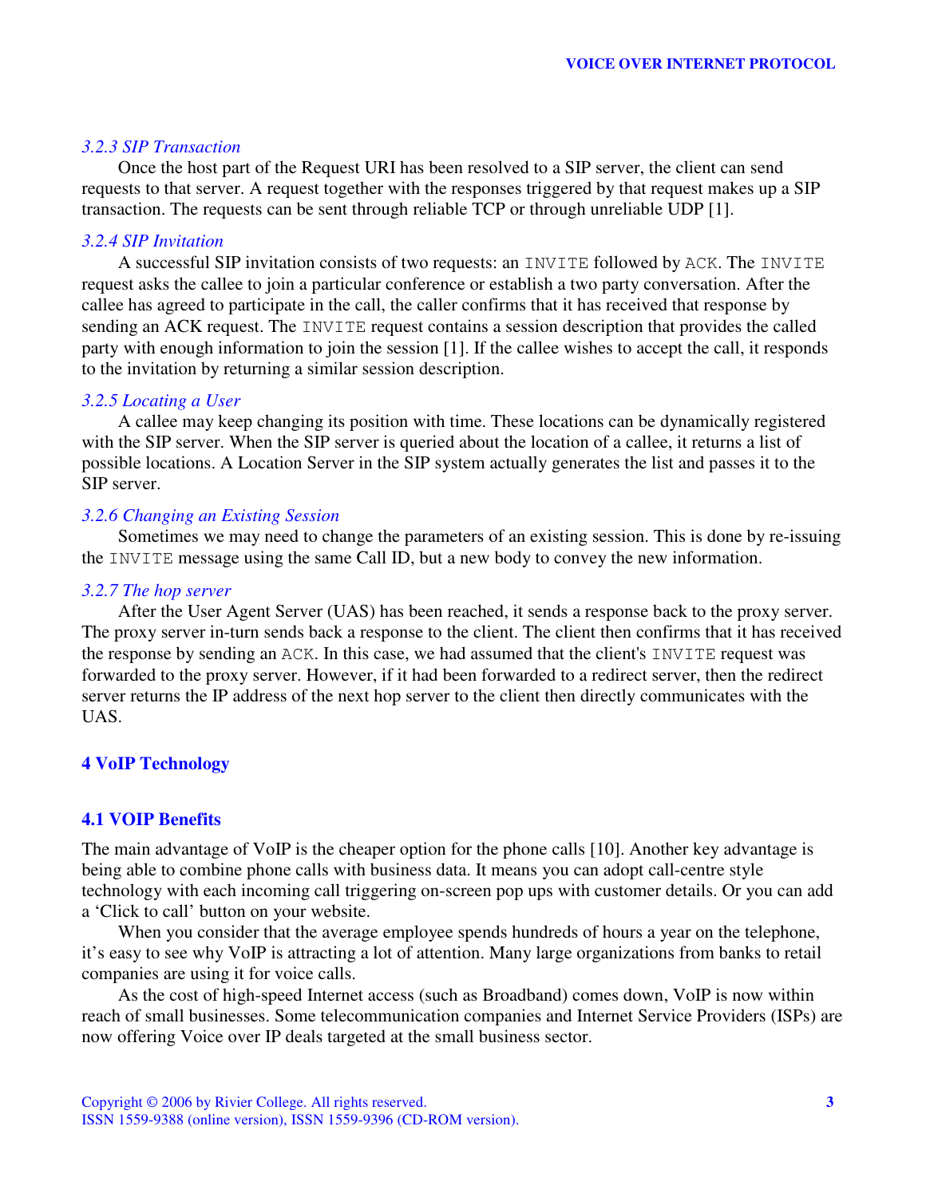### 3.2.3 SIP Transaction

Once the host part of the Request URI has been resolved to a SIP server, the client can send requests to that server. A request together with the responses triggered by that request makes up a SIP transaction. The requests can be sent through reliable TCP or through unreliable UDP [1].

### 3.2.4 SIP Invitation

A successful SIP invitation consists of two requests: an `INVITE` followed by `ACK`. The `INVITE` request asks the callee to join a particular conference or establish a two party conversation. After the callee has agreed to participate in the call, the caller confirms that it has received that response by sending an ACK request. The `INVITE` request contains a session description that provides the called party with enough information to join the session [1]. If the callee wishes to accept the call, it responds to the invitation by returning a similar session description.

### 3.2.5 Locating a User

A callee may keep changing its position with time. These locations can be dynamically registered with the SIP server. When the SIP server is queried about the location of a callee, it returns a list of possible locations. A Location Server in the SIP system actually generates the list and passes it to the SIP server.

### 3.2.6 Changing an Existing Session

Sometimes we may need to change the parameters of an existing session. This is done by re-issuing the `INVITE` message using the same Call ID, but a new body to convey the new information.

### 3.2.7 The hop server

After the User Agent Server (UAS) has been reached, it sends a response back to the proxy server. The proxy server in-turn sends back a response to the client. The client then confirms that it has received the response by sending an `ACK`. In this case, we had assumed that the client's `INVITE` request was forwarded to the proxy server. However, if it had been forwarded to a redirect server, then the redirect server returns the IP address of the next hop server to the client then directly communicates with the UAS.

# 4 VoIP Technology

## 4.1 VOIP Benefits

The main advantage of VoIP is the cheaper option for the phone calls [10]. Another key advantage is being able to combine phone calls with business data. It means you can adopt call-centre style technology with each incoming call triggering on-screen pop ups with customer details. Or you can add a 'Click to call' button on your website.

When you consider that the average employee spends hundreds of hours a year on the telephone, it's easy to see why VoIP is attracting a lot of attention. Many large organizations from banks to retail companies are using it for voice calls.

As the cost of high-speed Internet access (such as Broadband) comes down, VoIP is now within reach of small businesses. Some telecommunication companies and Internet Service Providers (ISPs) are now offering Voice over IP deals targeted at the small business sector.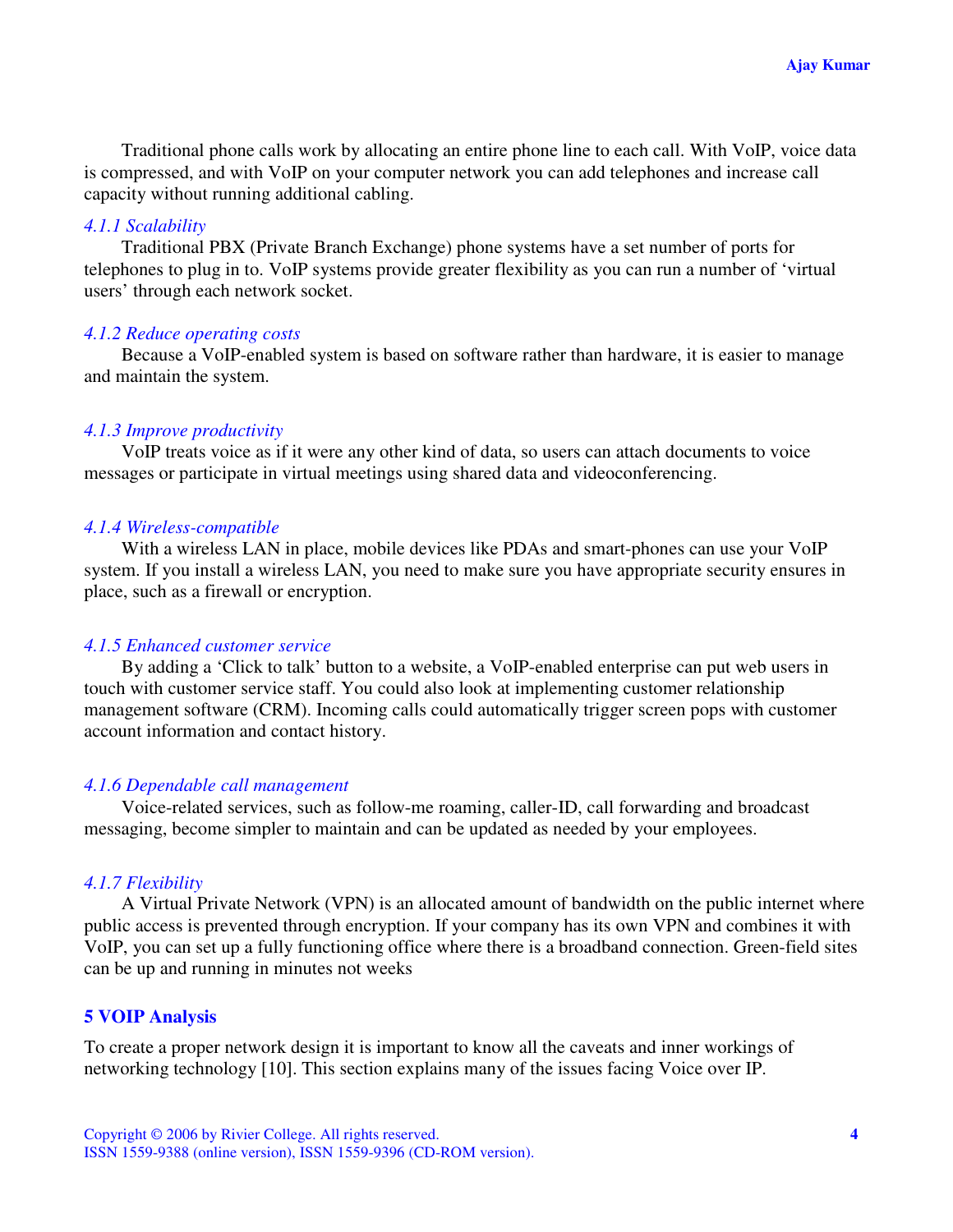Traditional phone calls work by allocating an entire phone line to each call. With VoIP, voice data is compressed, and with VoIP on your computer network you can add telephones and increase call capacity without running additional cabling.

### *4.1.1 Scalability*

Traditional PBX (Private Branch Exchange) phone systems have a set number of ports for telephones to plug in to. VoIP systems provide greater flexibility as you can run a number of 'virtual users' through each network socket.

### *4.1.2 Reduce operating costs*

Because a VoIP-enabled system is based on software rather than hardware, it is easier to manage and maintain the system.

### *4.1.3 Improve productivity*

VoIP treats voice as if it were any other kind of data, so users can attach documents to voice messages or participate in virtual meetings using shared data and videoconferencing.

### *4.1.4 Wireless-compatible*

With a wireless LAN in place, mobile devices like PDAs and smart-phones can use your VoIP system. If you install a wireless LAN, you need to make sure you have appropriate security ensures in place, such as a firewall or encryption.

### *4.1.5 Enhanced customer service*

By adding a 'Click to talk' button to a website, a VoIP-enabled enterprise can put web users in touch with customer service staff. You could also look at implementing customer relationship management software (CRM). Incoming calls could automatically trigger screen pops with customer account information and contact history.

### *4.1.6 Dependable call management*

Voice-related services, such as follow-me roaming, caller-ID, call forwarding and broadcast messaging, become simpler to maintain and can be updated as needed by your employees.

### *4.1.7 Flexibility*

A Virtual Private Network (VPN) is an allocated amount of bandwidth on the public internet where public access is prevented through encryption. If your company has its own VPN and combines it with VoIP, you can set up a fully functioning office where there is a broadband connection. Green-field sites can be up and running in minutes not weeks

## 5 VOIP Analysis

To create a proper network design it is important to know all the caveats and inner workings of networking technology [10]. This section explains many of the issues facing Voice over IP.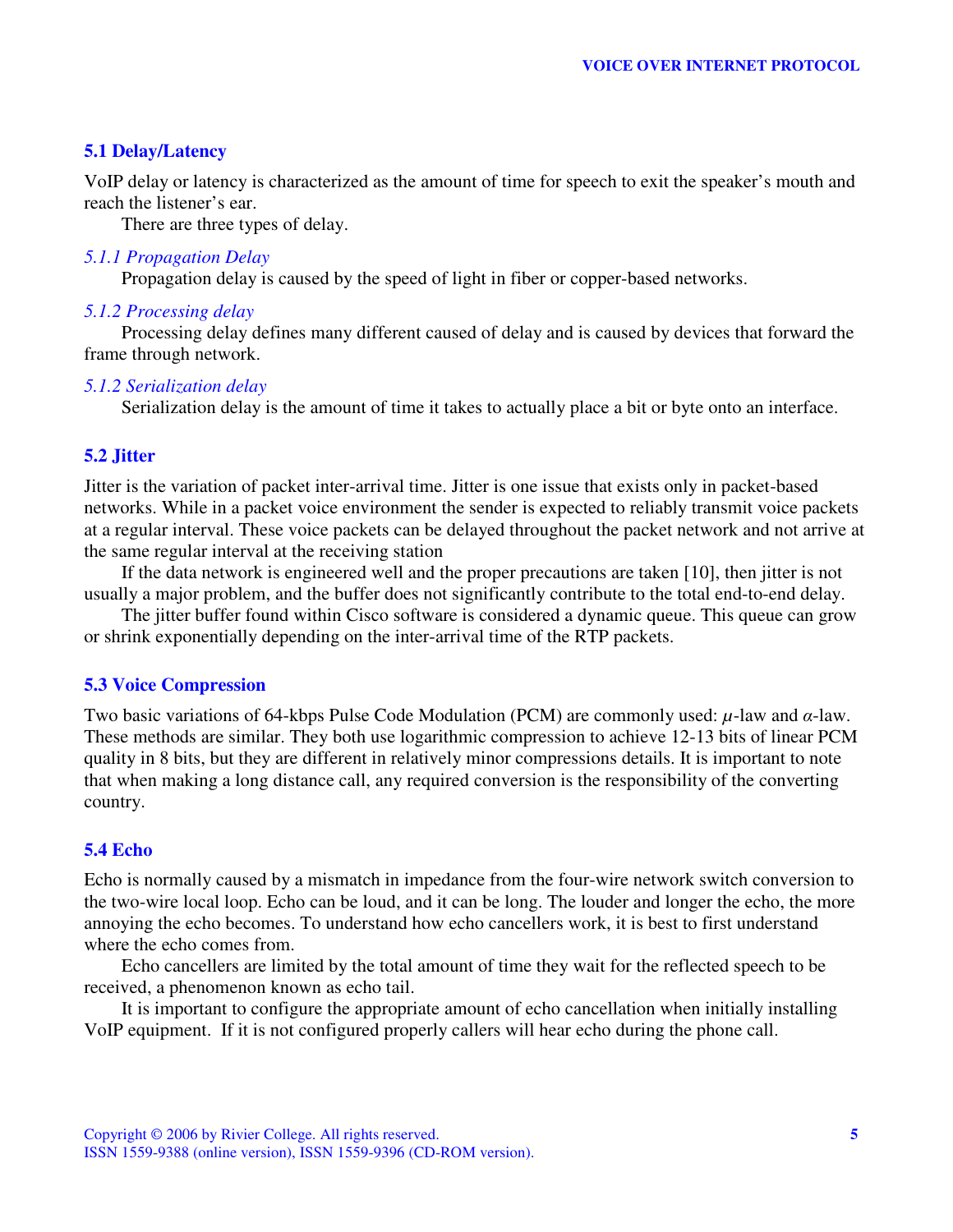## 5.1 Delay/Latency

VoIP delay or latency is characterized as the amount of time for speech to exit the speaker's mouth and reach the listener's ear.

There are three types of delay.

### *5.1.1 Propagation Delay*

Propagation delay is caused by the speed of light in fiber or copper-based networks.

### *5.1.2 Processing delay*

Processing delay defines many different caused of delay and is caused by devices that forward the frame through network.

### *5.1.2 Serialization delay*

Serialization delay is the amount of time it takes to actually place a bit or byte onto an interface.

## 5.2 Jitter

Jitter is the variation of packet inter-arrival time. Jitter is one issue that exists only in packet-based networks. While in a packet voice environment the sender is expected to reliably transmit voice packets at a regular interval. These voice packets can be delayed throughout the packet network and not arrive at the same regular interval at the receiving station

If the data network is engineered well and the proper precautions are taken [10], then jitter is not usually a major problem, and the buffer does not significantly contribute to the total end-to-end delay.

The jitter buffer found within Cisco software is considered a dynamic queue. This queue can grow or shrink exponentially depending on the inter-arrival time of the RTP packets.

## 5.3 Voice Compression

Two basic variations of 64-kbps Pulse Code Modulation (PCM) are commonly used: $\mu$-law and $\alpha$-law. These methods are similar. They both use logarithmic compression to achieve 12-13 bits of linear PCM quality in 8 bits, but they are different in relatively minor compressions details. It is important to note that when making a long distance call, any required conversion is the responsibility of the converting country.

## 5.4 Echo

Echo is normally caused by a mismatch in impedance from the four-wire network switch conversion to the two-wire local loop. Echo can be loud, and it can be long. The louder and longer the echo, the more annoying the echo becomes. To understand how echo cancellers work, it is best to first understand where the echo comes from.

Echo cancellers are limited by the total amount of time they wait for the reflected speech to be received, a phenomenon known as echo tail.

It is important to configure the appropriate amount of echo cancellation when initially installing VoIP equipment. If it is not configured properly callers will hear echo during the phone call.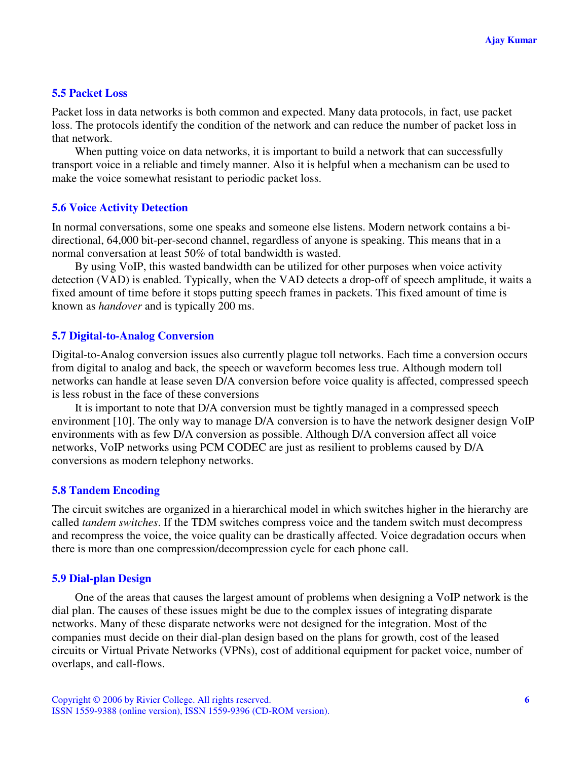### 5.5 Packet Loss

Packet loss in data networks is both common and expected. Many data protocols, in fact, use packet loss. The protocols identify the condition of the network and can reduce the number of packet loss in that network.

When putting voice on data networks, it is important to build a network that can successfully transport voice in a reliable and timely manner. Also it is helpful when a mechanism can be used to make the voice somewhat resistant to periodic packet loss.

### 5.6 Voice Activity Detection

In normal conversations, some one speaks and someone else listens. Modern network contains a bi-directional, 64,000 bit-per-second channel, regardless of anyone is speaking. This means that in a normal conversation at least 50% of total bandwidth is wasted.

By using VoIP, this wasted bandwidth can be utilized for other purposes when voice activity detection (VAD) is enabled. Typically, when the VAD detects a drop-off of speech amplitude, it waits a fixed amount of time before it stops putting speech frames in packets. This fixed amount of time is known as *handover* and is typically 200 ms.

### 5.7 Digital-to-Analog Conversion

Digital-to-Analog conversion issues also currently plague toll networks. Each time a conversion occurs from digital to analog and back, the speech or waveform becomes less true. Although modern toll networks can handle at lease seven D/A conversion before voice quality is affected, compressed speech is less robust in the face of these conversions

It is important to note that D/A conversion must be tightly managed in a compressed speech environment [10]. The only way to manage D/A conversion is to have the network designer design VoIP environments with as few D/A conversion as possible. Although D/A conversion affect all voice networks, VoIP networks using PCM CODEC are just as resilient to problems caused by D/A conversions as modern telephony networks.

### 5.8 Tandem Encoding

The circuit switches are organized in a hierarchical model in which switches higher in the hierarchy are called *tandem switches*. If the TDM switches compress voice and the tandem switch must decompress and recompress the voice, the voice quality can be drastically affected. Voice degradation occurs when there is more than one compression/decompression cycle for each phone call.

### 5.9 Dial-plan Design

One of the areas that causes the largest amount of problems when designing a VoIP network is the dial plan. The causes of these issues might be due to the complex issues of integrating disparate networks. Many of these disparate networks were not designed for the integration. Most of the companies must decide on their dial-plan design based on the plans for growth, cost of the leased circuits or Virtual Private Networks (VPNs), cost of additional equipment for packet voice, number of overlaps, and call-flows.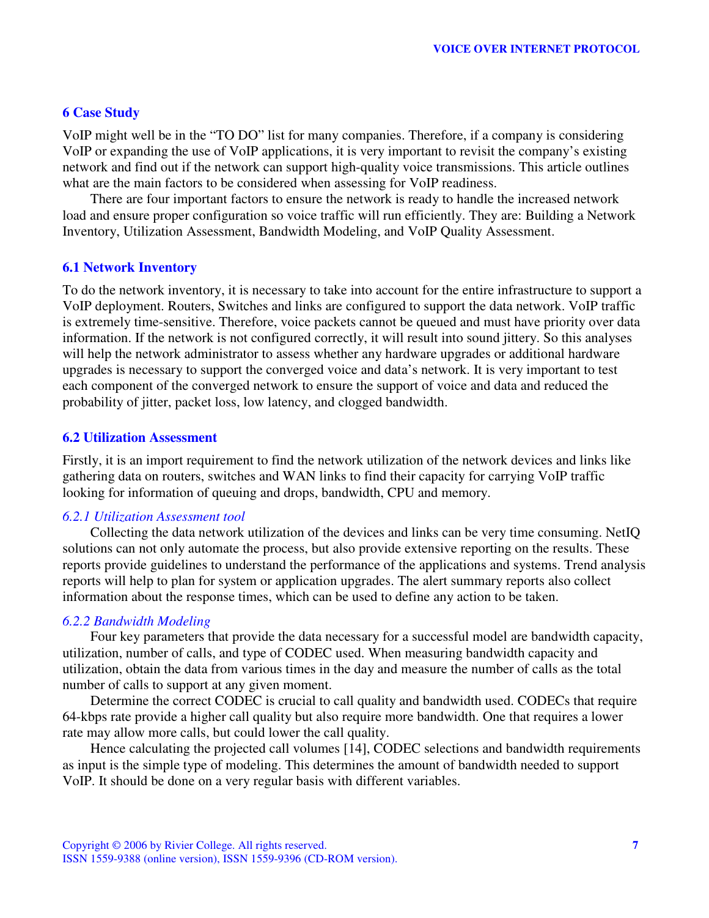## 6 Case Study

VoIP might well be in the "TO DO" list for many companies. Therefore, if a company is considering VoIP or expanding the use of VoIP applications, it is very important to revisit the company's existing network and find out if the network can support high-quality voice transmissions. This article outlines what are the main factors to be considered when assessing for VoIP readiness.

There are four important factors to ensure the network is ready to handle the increased network load and ensure proper configuration so voice traffic will run efficiently. They are: Building a Network Inventory, Utilization Assessment, Bandwidth Modeling, and VoIP Quality Assessment.

### 6.1 Network Inventory

To do the network inventory, it is necessary to take into account for the entire infrastructure to support a VoIP deployment. Routers, Switches and links are configured to support the data network. VoIP traffic is extremely time-sensitive. Therefore, voice packets cannot be queued and must have priority over data information. If the network is not configured correctly, it will result into sound jittery. So this analyses will help the network administrator to assess whether any hardware upgrades or additional hardware upgrades is necessary to support the converged voice and data's network. It is very important to test each component of the converged network to ensure the support of voice and data and reduced the probability of jitter, packet loss, low latency, and clogged bandwidth.

### 6.2 Utilization Assessment

Firstly, it is an import requirement to find the network utilization of the network devices and links like gathering data on routers, switches and WAN links to find their capacity for carrying VoIP traffic looking for information of queuing and drops, bandwidth, CPU and memory.

#### *6.2.1 Utilization Assessment tool*

Collecting the data network utilization of the devices and links can be very time consuming. NetIQ solutions can not only automate the process, but also provide extensive reporting on the results. These reports provide guidelines to understand the performance of the applications and systems. Trend analysis reports will help to plan for system or application upgrades. The alert summary reports also collect information about the response times, which can be used to define any action to be taken.

#### *6.2.2 Bandwidth Modeling*

Four key parameters that provide the data necessary for a successful model are bandwidth capacity, utilization, number of calls, and type of CODEC used. When measuring bandwidth capacity and utilization, obtain the data from various times in the day and measure the number of calls as the total number of calls to support at any given moment.

Determine the correct CODEC is crucial to call quality and bandwidth used. CODECs that require 64-kbps rate provide a higher call quality but also require more bandwidth. One that requires a lower rate may allow more calls, but could lower the call quality.

Hence calculating the projected call volumes [14], CODEC selections and bandwidth requirements as input is the simple type of modeling. This determines the amount of bandwidth needed to support VoIP. It should be done on a very regular basis with different variables.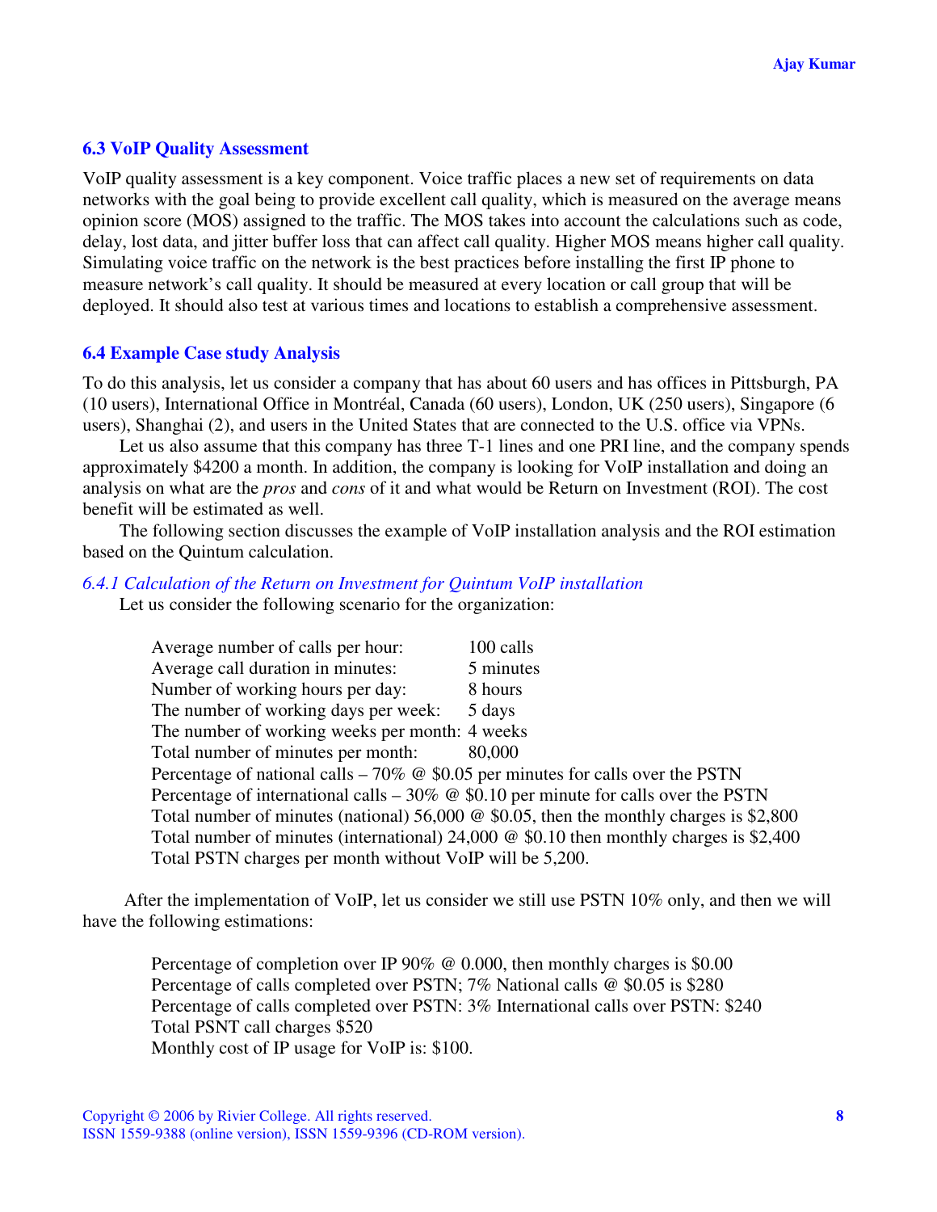### 6.3 VoIP Quality Assessment

VoIP quality assessment is a key component. Voice traffic places a new set of requirements on data networks with the goal being to provide excellent call quality, which is measured on the average means opinion score (MOS) assigned to the traffic. The MOS takes into account the calculations such as code, delay, lost data, and jitter buffer loss that can affect call quality. Higher MOS means higher call quality. Simulating voice traffic on the network is the best practices before installing the first IP phone to measure network's call quality. It should be measured at every location or call group that will be deployed. It should also test at various times and locations to establish a comprehensive assessment.

### 6.4 Example Case study Analysis

To do this analysis, let us consider a company that has about 60 users and has offices in Pittsburgh, PA (10 users), International Office in Montréal, Canada (60 users), London, UK (250 users), Singapore (6 users), Shanghai (2), and users in the United States that are connected to the U.S. office via VPNs.

Let us also assume that this company has three T-1 lines and one PRI line, and the company spends approximately $4200 a month. In addition, the company is looking for VoIP installation and doing an analysis on what are the *pros* and *cons* of it and what would be Return on Investment (ROI). The cost benefit will be estimated as well.

The following section discusses the example of VoIP installation analysis and the ROI estimation based on the Quintum calculation.

#### *6.4.1 Calculation of the Return on Investment for Quintum VoIP installation*

Let us consider the following scenario for the organization:

Average number of calls per hour: 100 calls
Average call duration in minutes: 5 minutes
Number of working hours per day: 8 hours
The number of working days per week: 5 days
The number of working weeks per month: 4 weeks
Total number of minutes per month: 80,000
Percentage of national calls – 70% @ $0.05 per minutes for calls over the PSTN
Percentage of international calls – 30% @ $0.10 per minute for calls over the PSTN
Total number of minutes (national) 56,000 @ $0.05, then the monthly charges is $2,800
Total number of minutes (international) 24,000 @ $0.10 then monthly charges is $2,400
Total PSTN charges per month without VoIP will be 5,200.

After the implementation of VoIP, let us consider we still use PSTN 10% only, and then we will have the following estimations:

Percentage of completion over IP 90% @ 0.000, then monthly charges is $0.00
Percentage of calls completed over PSTN; 7% National calls @ $0.05 is $280
Percentage of calls completed over PSTN: 3% International calls over PSTN: $240
Total PSNT call charges $520
Monthly cost of IP usage for VoIP is: $100.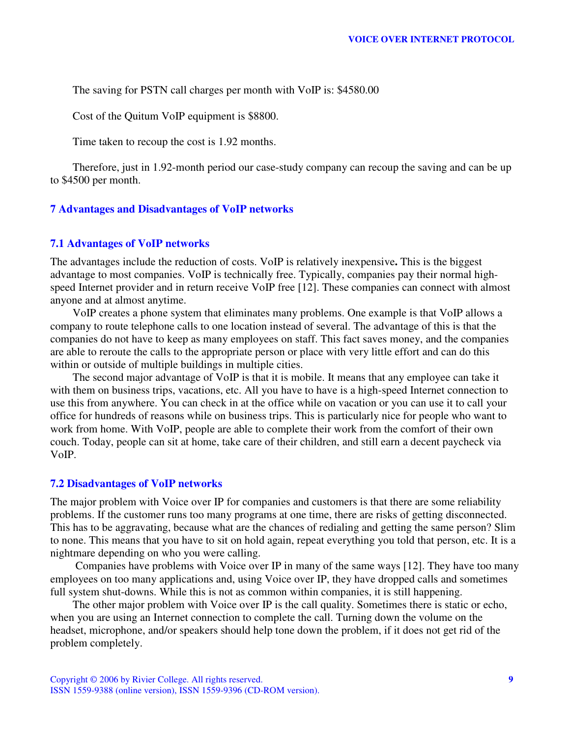The saving for PSTN call charges per month with VoIP is: $4580.00

Cost of the Quitum VoIP equipment is $8800.

Time taken to recoup the cost is 1.92 months.

Therefore, just in 1.92-month period our case-study company can recoup the saving and can be up to $4500 per month.

## 7 Advantages and Disadvantages of VoIP networks

### 7.1 Advantages of VoIP networks

The advantages include the reduction of costs. VoIP is relatively inexpensive**.** This is the biggest advantage to most companies. VoIP is technically free. Typically, companies pay their normal high-speed Internet provider and in return receive VoIP free [12]. These companies can connect with almost anyone and at almost anytime.

VoIP creates a phone system that eliminates many problems. One example is that VoIP allows a company to route telephone calls to one location instead of several. The advantage of this is that the companies do not have to keep as many employees on staff. This fact saves money, and the companies are able to reroute the calls to the appropriate person or place with very little effort and can do this within or outside of multiple buildings in multiple cities.

The second major advantage of VoIP is that it is mobile. It means that any employee can take it with them on business trips, vacations, etc. All you have to have is a high-speed Internet connection to use this from anywhere. You can check in at the office while on vacation or you can use it to call your office for hundreds of reasons while on business trips. This is particularly nice for people who want to work from home. With VoIP, people are able to complete their work from the comfort of their own couch. Today, people can sit at home, take care of their children, and still earn a decent paycheck via VoIP.

### 7.2 Disadvantages of VoIP networks

The major problem with Voice over IP for companies and customers is that there are some reliability problems. If the customer runs too many programs at one time, there are risks of getting disconnected. This has to be aggravating, because what are the chances of redialing and getting the same person? Slim to none. This means that you have to sit on hold again, repeat everything you told that person, etc. It is a nightmare depending on who you were calling.

Companies have problems with Voice over IP in many of the same ways [12]. They have too many employees on too many applications and, using Voice over IP, they have dropped calls and sometimes full system shut-downs. While this is not as common within companies, it is still happening.

The other major problem with Voice over IP is the call quality. Sometimes there is static or echo, when you are using an Internet connection to complete the call. Turning down the volume on the headset, microphone, and/or speakers should help tone down the problem, if it does not get rid of the problem completely.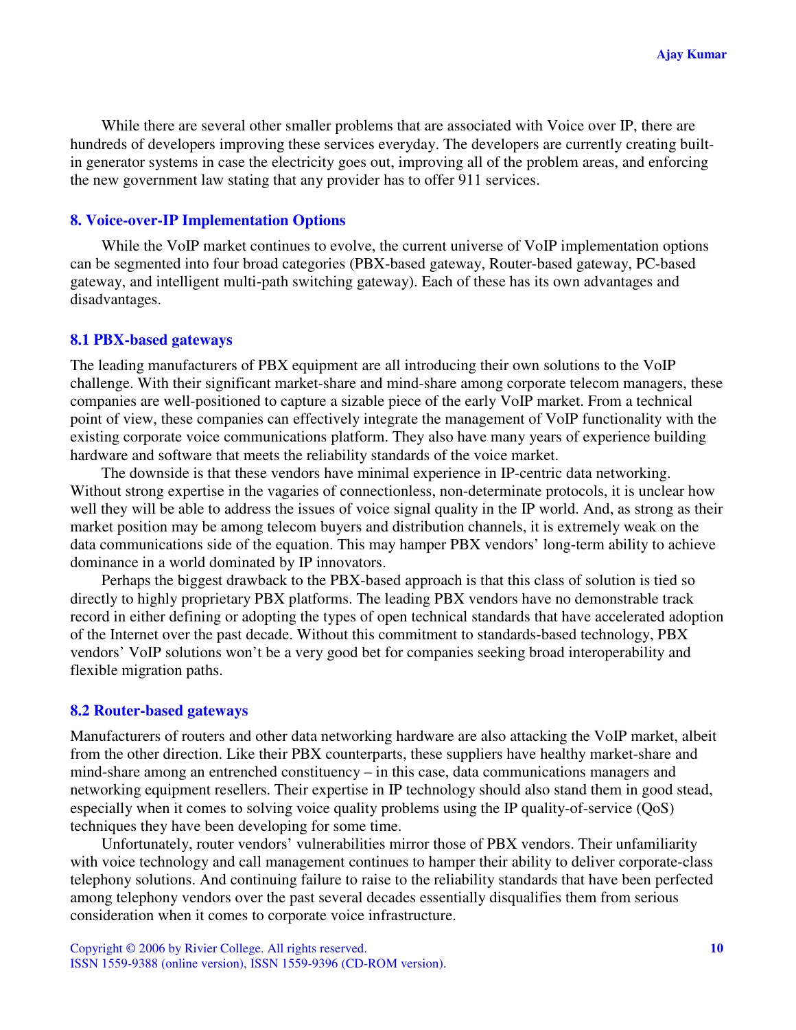While there are several other smaller problems that are associated with Voice over IP, there are hundreds of developers improving these services everyday. The developers are currently creating built-in generator systems in case the electricity goes out, improving all of the problem areas, and enforcing the new government law stating that any provider has to offer 911 services.

## 8. Voice-over-IP Implementation Options

While the VoIP market continues to evolve, the current universe of VoIP implementation options can be segmented into four broad categories (PBX-based gateway, Router-based gateway, PC-based gateway, and intelligent multi-path switching gateway). Each of these has its own advantages and disadvantages.

### 8.1 PBX-based gateways

The leading manufacturers of PBX equipment are all introducing their own solutions to the VoIP challenge. With their significant market-share and mind-share among corporate telecom managers, these companies are well-positioned to capture a sizable piece of the early VoIP market. From a technical point of view, these companies can effectively integrate the management of VoIP functionality with the existing corporate voice communications platform. They also have many years of experience building hardware and software that meets the reliability standards of the voice market.

The downside is that these vendors have minimal experience in IP-centric data networking. Without strong expertise in the vagaries of connectionless, non-determinate protocols, it is unclear how well they will be able to address the issues of voice signal quality in the IP world. And, as strong as their market position may be among telecom buyers and distribution channels, it is extremely weak on the data communications side of the equation. This may hamper PBX vendors' long-term ability to achieve dominance in a world dominated by IP innovators.

Perhaps the biggest drawback to the PBX-based approach is that this class of solution is tied so directly to highly proprietary PBX platforms. The leading PBX vendors have no demonstrable track record in either defining or adopting the types of open technical standards that have accelerated adoption of the Internet over the past decade. Without this commitment to standards-based technology, PBX vendors' VoIP solutions won't be a very good bet for companies seeking broad interoperability and flexible migration paths.

### 8.2 Router-based gateways

Manufacturers of routers and other data networking hardware are also attacking the VoIP market, albeit from the other direction. Like their PBX counterparts, these suppliers have healthy market-share and mind-share among an entrenched constituency – in this case, data communications managers and networking equipment resellers. Their expertise in IP technology should also stand them in good stead, especially when it comes to solving voice quality problems using the IP quality-of-service (QoS) techniques they have been developing for some time.

Unfortunately, router vendors' vulnerabilities mirror those of PBX vendors. Their unfamiliarity with voice technology and call management continues to hamper their ability to deliver corporate-class telephony solutions. And continuing failure to raise to the reliability standards that have been perfected among telephony vendors over the past several decades essentially disqualifies them from serious consideration when it comes to corporate voice infrastructure.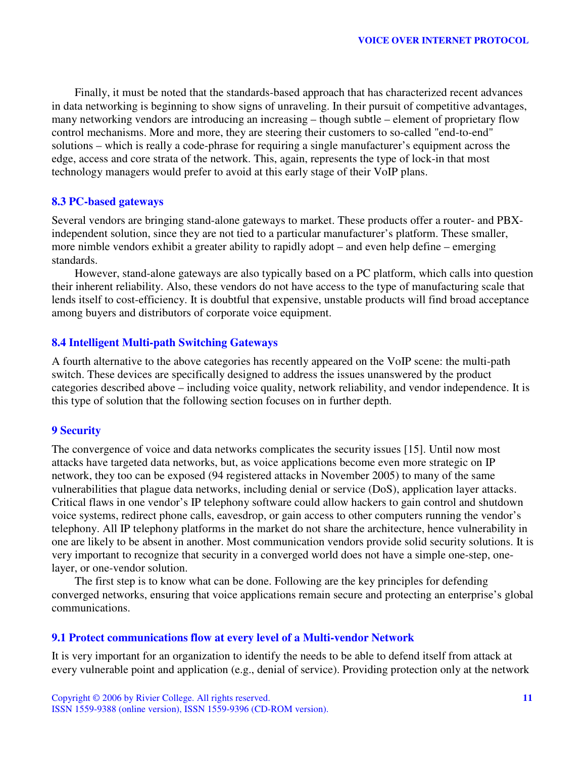Finally, it must be noted that the standards-based approach that has characterized recent advances in data networking is beginning to show signs of unraveling. In their pursuit of competitive advantages, many networking vendors are introducing an increasing – though subtle – element of proprietary flow control mechanisms. More and more, they are steering their customers to so-called "end-to-end" solutions – which is really a code-phrase for requiring a single manufacturer's equipment across the edge, access and core strata of the network. This, again, represents the type of lock-in that most technology managers would prefer to avoid at this early stage of their VoIP plans.

## 8.3 PC-based gateways

Several vendors are bringing stand-alone gateways to market. These products offer a router- and PBX-independent solution, since they are not tied to a particular manufacturer's platform. These smaller, more nimble vendors exhibit a greater ability to rapidly adopt – and even help define – emerging standards.

However, stand-alone gateways are also typically based on a PC platform, which calls into question their inherent reliability. Also, these vendors do not have access to the type of manufacturing scale that lends itself to cost-efficiency. It is doubtful that expensive, unstable products will find broad acceptance among buyers and distributors of corporate voice equipment.

## 8.4 Intelligent Multi-path Switching Gateways

A fourth alternative to the above categories has recently appeared on the VoIP scene: the multi-path switch. These devices are specifically designed to address the issues unanswered by the product categories described above – including voice quality, network reliability, and vendor independence. It is this type of solution that the following section focuses on in further depth.

# 9 Security

The convergence of voice and data networks complicates the security issues [15]. Until now most attacks have targeted data networks, but, as voice applications become even more strategic on IP network, they too can be exposed (94 registered attacks in November 2005) to many of the same vulnerabilities that plague data networks, including denial or service (DoS), application layer attacks. Critical flaws in one vendor's IP telephony software could allow hackers to gain control and shutdown voice systems, redirect phone calls, eavesdrop, or gain access to other computers running the vendor's telephony. All IP telephony platforms in the market do not share the architecture, hence vulnerability in one are likely to be absent in another. Most communication vendors provide solid security solutions. It is very important to recognize that security in a converged world does not have a simple one-step, one-layer, or one-vendor solution.

The first step is to know what can be done. Following are the key principles for defending converged networks, ensuring that voice applications remain secure and protecting an enterprise's global communications.

## 9.1 Protect communications flow at every level of a Multi-vendor Network

It is very important for an organization to identify the needs to be able to defend itself from attack at every vulnerable point and application (e.g., denial of service). Providing protection only at the network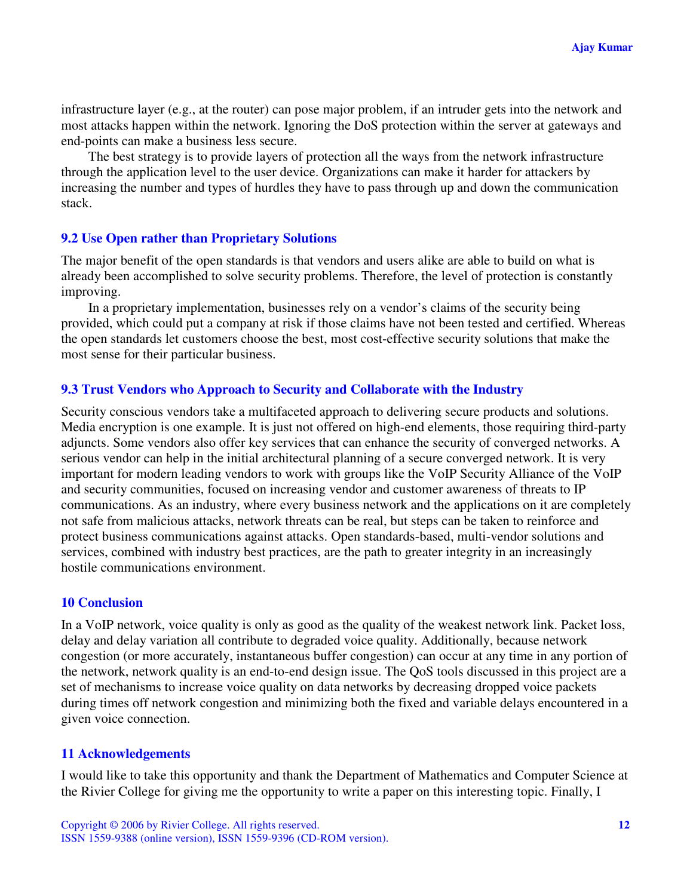infrastructure layer (e.g., at the router) can pose major problem, if an intruder gets into the network and most attacks happen within the network. Ignoring the DoS protection within the server at gateways and end-points can make a business less secure.

The best strategy is to provide layers of protection all the ways from the network infrastructure through the application level to the user device. Organizations can make it harder for attackers by increasing the number and types of hurdles they have to pass through up and down the communication stack.

### 9.2 Use Open rather than Proprietary Solutions

The major benefit of the open standards is that vendors and users alike are able to build on what is already been accomplished to solve security problems. Therefore, the level of protection is constantly improving.

In a proprietary implementation, businesses rely on a vendor's claims of the security being provided, which could put a company at risk if those claims have not been tested and certified. Whereas the open standards let customers choose the best, most cost-effective security solutions that make the most sense for their particular business.

### 9.3 Trust Vendors who Approach to Security and Collaborate with the Industry

Security conscious vendors take a multifaceted approach to delivering secure products and solutions. Media encryption is one example. It is just not offered on high-end elements, those requiring third-party adjuncts. Some vendors also offer key services that can enhance the security of converged networks. A serious vendor can help in the initial architectural planning of a secure converged network. It is very important for modern leading vendors to work with groups like the VoIP Security Alliance of the VoIP and security communities, focused on increasing vendor and customer awareness of threats to IP communications. As an industry, where every business network and the applications on it are completely not safe from malicious attacks, network threats can be real, but steps can be taken to reinforce and protect business communications against attacks. Open standards-based, multi-vendor solutions and services, combined with industry best practices, are the path to greater integrity in an increasingly hostile communications environment.

## 10 Conclusion

In a VoIP network, voice quality is only as good as the quality of the weakest network link. Packet loss, delay and delay variation all contribute to degraded voice quality. Additionally, because network congestion (or more accurately, instantaneous buffer congestion) can occur at any time in any portion of the network, network quality is an end-to-end design issue. The QoS tools discussed in this project are a set of mechanisms to increase voice quality on data networks by decreasing dropped voice packets during times off network congestion and minimizing both the fixed and variable delays encountered in a given voice connection.

## 11 Acknowledgements

I would like to take this opportunity and thank the Department of Mathematics and Computer Science at the Rivier College for giving me the opportunity to write a paper on this interesting topic. Finally, I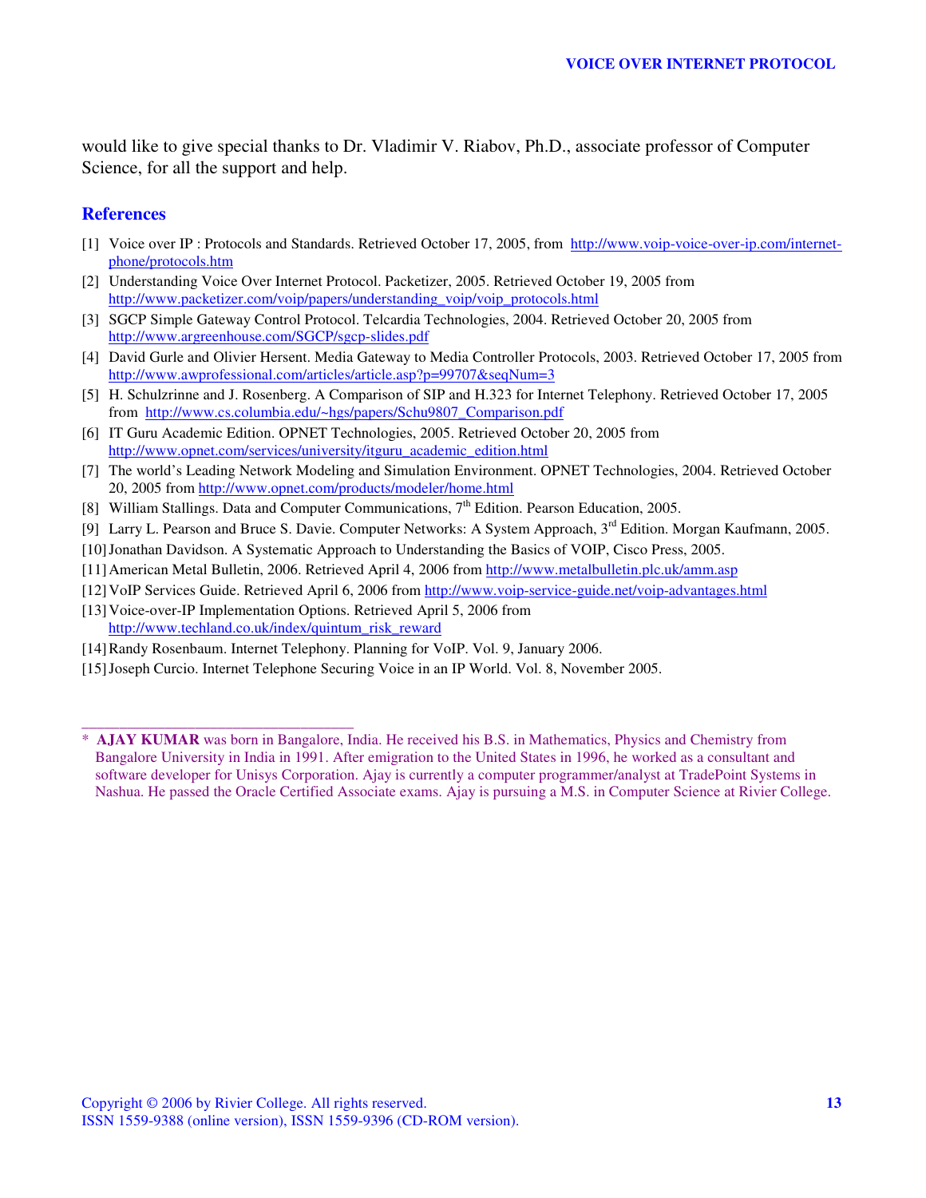would like to give special thanks to Dr. Vladimir V. Riabov, Ph.D., associate professor of Computer Science, for all the support and help.

## References

[1] Voice over IP : Protocols and Standards. Retrieved October 17, 2005, from http://www.voip-voice-over-ip.com/internet-phone/protocols.htm

[2] Understanding Voice Over Internet Protocol. Packetizer, 2005. Retrieved October 19, 2005 from http://www.packetizer.com/voip/papers/understanding_voip/voip_protocols.html

[3] SGCP Simple Gateway Control Protocol. Telcardia Technologies, 2004. Retrieved October 20, 2005 from http://www.argreenhouse.com/SGCP/sgcp-slides.pdf

[4] David Gurle and Olivier Hersent. Media Gateway to Media Controller Protocols, 2003. Retrieved October 17, 2005 from http://www.awprofessional.com/articles/article.asp?p=99707&seqNum=3

[5] H. Schulzrinne and J. Rosenberg. A Comparison of SIP and H.323 for Internet Telephony. Retrieved October 17, 2005 from http://www.cs.columbia.edu/~hgs/papers/Schu9807_Comparison.pdf

[6] IT Guru Academic Edition. OPNET Technologies, 2005. Retrieved October 20, 2005 from http://www.opnet.com/services/university/itguru_academic_edition.html

[7] The world's Leading Network Modeling and Simulation Environment. OPNET Technologies, 2004. Retrieved October 20, 2005 from http://www.opnet.com/products/modeler/home.html

[8] William Stallings. Data and Computer Communications, 7th Edition. Pearson Education, 2005.

[9] Larry L. Pearson and Bruce S. Davie. Computer Networks: A System Approach, 3rd Edition. Morgan Kaufmann, 2005.

[10] Jonathan Davidson. A Systematic Approach to Understanding the Basics of VOIP, Cisco Press, 2005.

[11] American Metal Bulletin, 2006. Retrieved April 4, 2006 from http://www.metalbulletin.plc.uk/amm.asp

[12] VoIP Services Guide. Retrieved April 6, 2006 from http://www.voip-service-guide.net/voip-advantages.html

[13] Voice-over-IP Implementation Options. Retrieved April 5, 2006 from http://www.techland.co.uk/index/quintum_risk_reward

[14] Randy Rosenbaum. Internet Telephony. Planning for VoIP. Vol. 9, January 2006.

[15] Joseph Curcio. Internet Telephone Securing Voice in an IP World. Vol. 8, November 2005.

---

\* **AJAY KUMAR** was born in Bangalore, India. He received his B.S. in Mathematics, Physics and Chemistry from Bangalore University in India in 1991. After emigration to the United States in 1996, he worked as a consultant and software developer for Unisys Corporation. Ajay is currently a computer programmer/analyst at TradePoint Systems in Nashua. He passed the Oracle Certified Associate exams. Ajay is pursuing a M.S. in Computer Science at Rivier College.

Copyright © 2006 by Rivier College. All rights reserved.
ISSN 1559-9388 (online version), ISSN 1559-9396 (CD-ROM version).